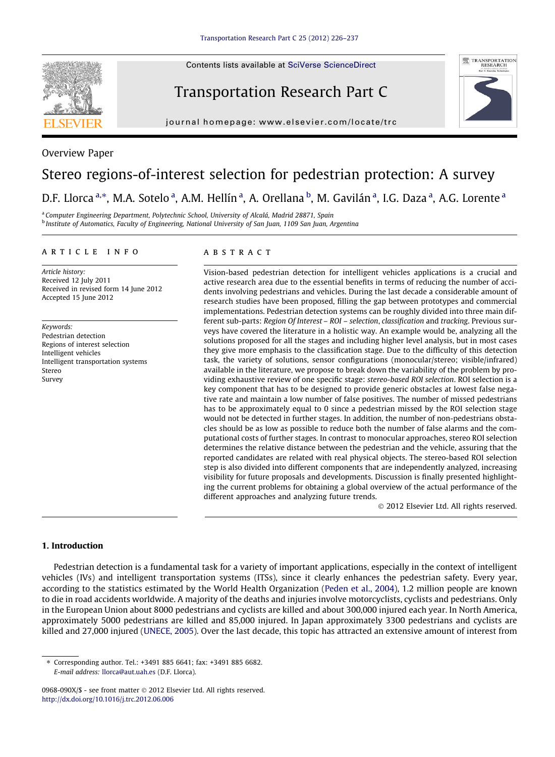Contents lists available at SciVerse ScienceDirect

# Transportation Research Part C

journal homepage: www.elsevier.com/locate/trc

Overview Paper

# Stereo regions-of-interest selection for pedestrian protection: A survey

D.F. Llorca [a,*], M.A. Sotelo [a], A.M. Hellín [a], A. Orellana [b], M. Gavilán [a], I.G. Daza [a], A.G. Lorente [a]

[a] Computer Engineering Department, Polytechnic School, University of Alcalá, Madrid 28871, Spain
[b] Institute of Automatics, Faculty of Engineering, National University of San Juan, 1109 San Juan, Argentina

## ARTICLE INFO

*Article history:*
Received 12 July 2011
Received in revised form 14 June 2012
Accepted 15 June 2012

*Keywords:*
Pedestrian detection
Regions of interest selection
Intelligent vehicles
Intelligent transportation systems
Stereo
Survey

## ABSTRACT

Vision-based pedestrian detection for intelligent vehicles applications is a crucial and active research area due to the essential benefits in terms of reducing the number of accidents involving pedestrians and vehicles. During the last decade a considerable amount of research studies have been proposed, filling the gap between prototypes and commercial implementations. Pedestrian detection systems can be roughly divided into three main different sub-parts: *Region Of Interest – ROI – selection*, *classification* and *tracking*. Previous surveys have covered the literature in a holistic way. An example would be, analyzing all the solutions proposed for all the stages and including higher level analysis, but in most cases they give more emphasis to the classification stage. Due to the difficulty of this detection task, the variety of solutions, sensor configurations (monocular/stereo; visible/infrared) available in the literature, we propose to break down the variability of the problem by providing exhaustive review of one specific stage: *stereo-based ROI selection*. ROI selection is a key component that has to be designed to provide generic obstacles at lowest false negative rate and maintain a low number of false positives. The number of missed pedestrians has to be approximately equal to 0 since a pedestrian missed by the ROI selection stage would not be detected in further stages. In addition, the number of non-pedestrians obstacles should be as low as possible to reduce both the number of false alarms and the computational costs of further stages. In contrast to monocular approaches, stereo ROI selection determines the relative distance between the pedestrian and the vehicle, assuring that the reported candidates are related with real physical objects. The stereo-based ROI selection step is also divided into different components that are independently analyzed, increasing visibility for future proposals and developments. Discussion is finally presented highlighting the current problems for obtaining a global overview of the actual performance of the different approaches and analyzing future trends.

© 2012 Elsevier Ltd. All rights reserved.

## 1. Introduction

Pedestrian detection is a fundamental task for a variety of important applications, especially in the context of intelligent vehicles (IVs) and intelligent transportation systems (ITSs), since it clearly enhances the pedestrian safety. Every year, according to the statistics estimated by the World Health Organization (Peden et al., 2004), 1.2 million people are known to die in road accidents worldwide. A majority of the deaths and injuries involve motorcyclists, cyclists and pedestrians. Only in the European Union about 8000 pedestrians and cyclists are killed and about 300,000 injured each year. In North America, approximately 5000 pedestrians are killed and 85,000 injured. In Japan approximately 3300 pedestrians and cyclists are killed and 27,000 injured (UNECE, 2005). Over the last decade, this topic has attracted an extensive amount of interest from

* Corresponding author. Tel.: +3491 885 6641; fax: +3491 885 6682.
*E-mail address:* llorca@aut.uah.es (D.F. Llorca).

0968-090X/$ - see front matter © 2012 Elsevier Ltd. All rights reserved.
http://dx.doi.org/10.1016/j.trc.2012.06.006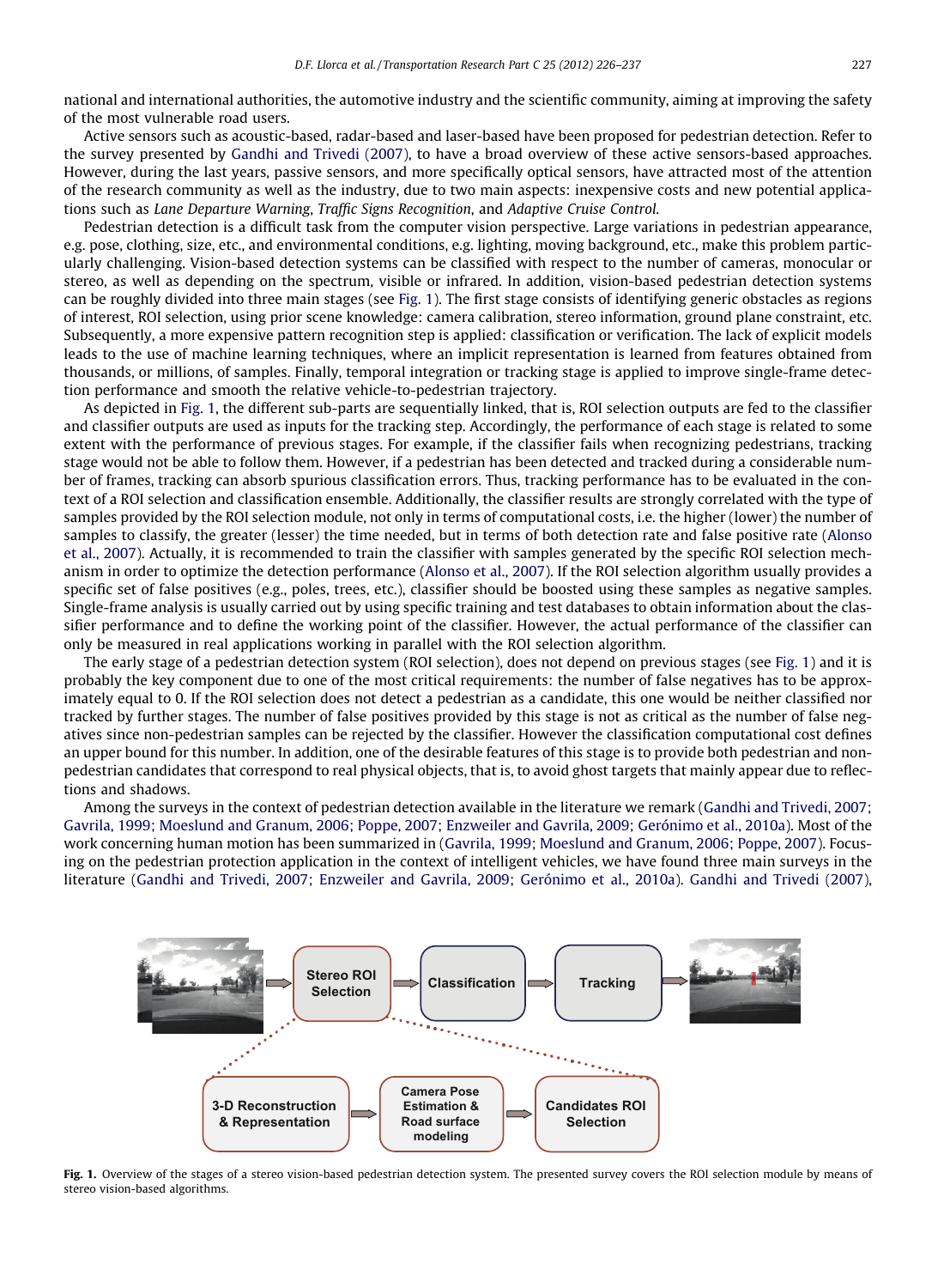national and international authorities, the automotive industry and the scientific community, aiming at improving the safety of the most vulnerable road users.

Active sensors such as acoustic-based, radar-based and laser-based have been proposed for pedestrian detection. Refer to the survey presented by Gandhi and Trivedi (2007), to have a broad overview of these active sensors-based approaches. However, during the last years, passive sensors, and more specifically optical sensors, have attracted most of the attention of the research community as well as the industry, due to two main aspects: inexpensive costs and new potential applications such as *Lane Departure Warning*, *Traffic Signs Recognition*, and *Adaptive Cruise Control*.

Pedestrian detection is a difficult task from the computer vision perspective. Large variations in pedestrian appearance, e.g. pose, clothing, size, etc., and environmental conditions, e.g. lighting, moving background, etc., make this problem particularly challenging. Vision-based detection systems can be classified with respect to the number of cameras, monocular or stereo, as well as depending on the spectrum, visible or infrared. In addition, vision-based pedestrian detection systems can be roughly divided into three main stages (see Fig. 1). The first stage consists of identifying generic obstacles as regions of interest, ROI selection, using prior scene knowledge: camera calibration, stereo information, ground plane constraint, etc. Subsequently, a more expensive pattern recognition step is applied: classification or verification. The lack of explicit models leads to the use of machine learning techniques, where an implicit representation is learned from features obtained from thousands, or millions, of samples. Finally, temporal integration or tracking stage is applied to improve single-frame detection performance and smooth the relative vehicle-to-pedestrian trajectory.

As depicted in Fig. 1, the different sub-parts are sequentially linked, that is, ROI selection outputs are fed to the classifier and classifier outputs are used as inputs for the tracking step. Accordingly, the performance of each stage is related to some extent with the performance of previous stages. For example, if the classifier fails when recognizing pedestrians, tracking stage would not be able to follow them. However, if a pedestrian has been detected and tracked during a considerable number of frames, tracking can absorb spurious classification errors. Thus, tracking performance has to be evaluated in the context of a ROI selection and classification ensemble. Additionally, the classifier results are strongly correlated with the type of samples provided by the ROI selection module, not only in terms of computational costs, i.e. the higher (lower) the number of samples to classify, the greater (lesser) the time needed, but in terms of both detection rate and false positive rate (Alonso et al., 2007). Actually, it is recommended to train the classifier with samples generated by the specific ROI selection mechanism in order to optimize the detection performance (Alonso et al., 2007). If the ROI selection algorithm usually provides a specific set of false positives (e.g., poles, trees, etc.), classifier should be boosted using these samples as negative samples. Single-frame analysis is usually carried out by using specific training and test databases to obtain information about the classifier performance and to define the working point of the classifier. However, the actual performance of the classifier can only be measured in real applications working in parallel with the ROI selection algorithm.

The early stage of a pedestrian detection system (ROI selection), does not depend on previous stages (see Fig. 1) and it is probably the key component due to one of the most critical requirements: the number of false negatives has to be approximately equal to 0. If the ROI selection does not detect a pedestrian as a candidate, this one would be neither classified nor tracked by further stages. The number of false positives provided by this stage is not as critical as the number of false negatives since non-pedestrian samples can be rejected by the classifier. However the classification computational cost defines an upper bound for this number. In addition, one of the desirable features of this stage is to provide both pedestrian and non-pedestrian candidates that correspond to real physical objects, that is, to avoid ghost targets that mainly appear due to reflections and shadows.

Among the surveys in the context of pedestrian detection available in the literature we remark (Gandhi and Trivedi, 2007; Gavrila, 1999; Moeslund and Granum, 2006; Poppe, 2007; Enzweiler and Gavrila, 2009; Gerónimo et al., 2010a). Most of the work concerning human motion has been summarized in (Gavrila, 1999; Moeslund and Granum, 2006; Poppe, 2007). Focusing on the pedestrian protection application in the context of intelligent vehicles, we have found three main surveys in the literature (Gandhi and Trivedi, 2007; Enzweiler and Gavrila, 2009; Gerónimo et al., 2010a). Gandhi and Trivedi (2007),

**Fig. 1.** Overview of the stages of a stereo vision-based pedestrian detection system. The presented survey covers the ROI selection module by means of stereo vision-based algorithms.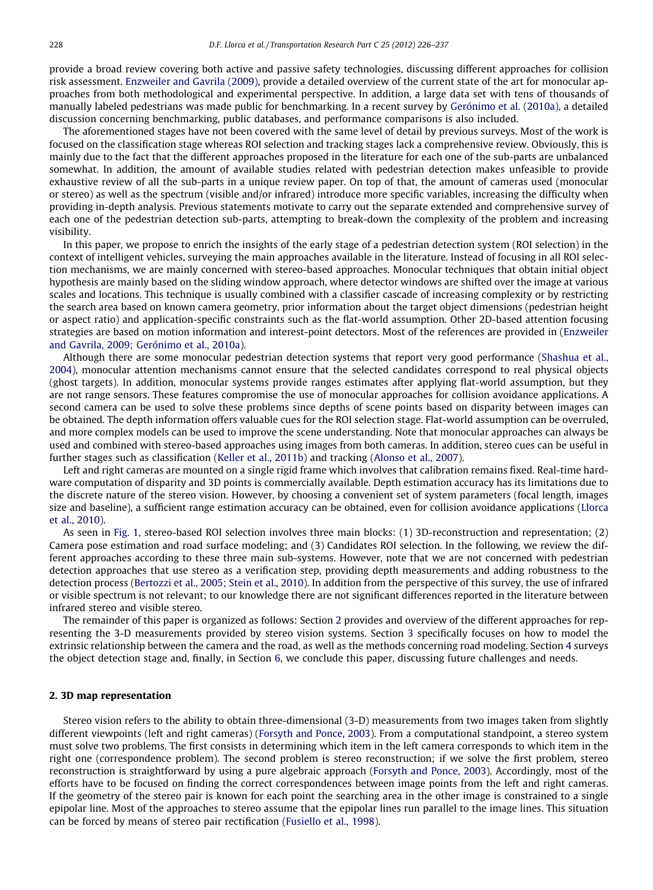provide a broad review covering both active and passive safety technologies, discussing different approaches for collision risk assessment. Enzweiler and Gavrila (2009), provide a detailed overview of the current state of the art for monocular approaches from both methodological and experimental perspective. In addition, a large data set with tens of thousands of manually labeled pedestrians was made public for benchmarking. In a recent survey by Gerónimo et al. (2010a), a detailed discussion concerning benchmarking, public databases, and performance comparisons is also included.

The aforementioned stages have not been covered with the same level of detail by previous surveys. Most of the work is focused on the classification stage whereas ROI selection and tracking stages lack a comprehensive review. Obviously, this is mainly due to the fact that the different approaches proposed in the literature for each one of the sub-parts are unbalanced somewhat. In addition, the amount of available studies related with pedestrian detection makes unfeasible to provide exhaustive review of all the sub-parts in a unique review paper. On top of that, the amount of cameras used (monocular or stereo) as well as the spectrum (visible and/or infrared) introduce more specific variables, increasing the difficulty when providing in-depth analysis. Previous statements motivate to carry out the separate extended and comprehensive survey of each one of the pedestrian detection sub-parts, attempting to break-down the complexity of the problem and increasing visibility.

In this paper, we propose to enrich the insights of the early stage of a pedestrian detection system (ROI selection) in the context of intelligent vehicles, surveying the main approaches available in the literature. Instead of focusing in all ROI selection mechanisms, we are mainly concerned with stereo-based approaches. Monocular techniques that obtain initial object hypothesis are mainly based on the sliding window approach, where detector windows are shifted over the image at various scales and locations. This technique is usually combined with a classifier cascade of increasing complexity or by restricting the search area based on known camera geometry, prior information about the target object dimensions (pedestrian height or aspect ratio) and application-specific constraints such as the flat-world assumption. Other 2D-based attention focusing strategies are based on motion information and interest-point detectors. Most of the references are provided in (Enzweiler and Gavrila, 2009; Gerónimo et al., 2010a).

Although there are some monocular pedestrian detection systems that report very good performance (Shashua et al., 2004), monocular attention mechanisms cannot ensure that the selected candidates correspond to real physical objects (ghost targets). In addition, monocular systems provide ranges estimates after applying flat-world assumption, but they are not range sensors. These features compromise the use of monocular approaches for collision avoidance applications. A second camera can be used to solve these problems since depths of scene points based on disparity between images can be obtained. The depth information offers valuable cues for the ROI selection stage. Flat-world assumption can be overruled, and more complex models can be used to improve the scene understanding. Note that monocular approaches can always be used and combined with stereo-based approaches using images from both cameras. In addition, stereo cues can be useful in further stages such as classification (Keller et al., 2011b) and tracking (Alonso et al., 2007).

Left and right cameras are mounted on a single rigid frame which involves that calibration remains fixed. Real-time hardware computation of disparity and 3D points is commercially available. Depth estimation accuracy has its limitations due to the discrete nature of the stereo vision. However, by choosing a convenient set of system parameters (focal length, images size and baseline), a sufficient range estimation accuracy can be obtained, even for collision avoidance applications (Llorca et al., 2010).

As seen in Fig. 1, stereo-based ROI selection involves three main blocks: (1) 3D-reconstruction and representation; (2) Camera pose estimation and road surface modeling; and (3) Candidates ROI selection. In the following, we review the different approaches according to these three main sub-systems. However, note that we are not concerned with pedestrian detection approaches that use stereo as a verification step, providing depth measurements and adding robustness to the detection process (Bertozzi et al., 2005; Stein et al., 2010). In addition from the perspective of this survey, the use of infrared or visible spectrum is not relevant; to our knowledge there are not significant differences reported in the literature between infrared stereo and visible stereo.

The remainder of this paper is organized as follows: Section 2 provides and overview of the different approaches for representing the 3-D measurements provided by stereo vision systems. Section 3 specifically focuses on how to model the extrinsic relationship between the camera and the road, as well as the methods concerning road modeling. Section 4 surveys the object detection stage and, finally, in Section 6, we conclude this paper, discussing future challenges and needs.

## 2. 3D map representation

Stereo vision refers to the ability to obtain three-dimensional (3-D) measurements from two images taken from slightly different viewpoints (left and right cameras) (Forsyth and Ponce, 2003). From a computational standpoint, a stereo system must solve two problems. The first consists in determining which item in the left camera corresponds to which item in the right one (correspondence problem). The second problem is stereo reconstruction; if we solve the first problem, stereo reconstruction is straightforward by using a pure algebraic approach (Forsyth and Ponce, 2003). Accordingly, most of the efforts have to be focused on finding the correct correspondences between image points from the left and right cameras. If the geometry of the stereo pair is known for each point the searching area in the other image is constrained to a single epipolar line. Most of the approaches to stereo assume that the epipolar lines run parallel to the image lines. This situation can be forced by means of stereo pair rectification (Fusiello et al., 1998).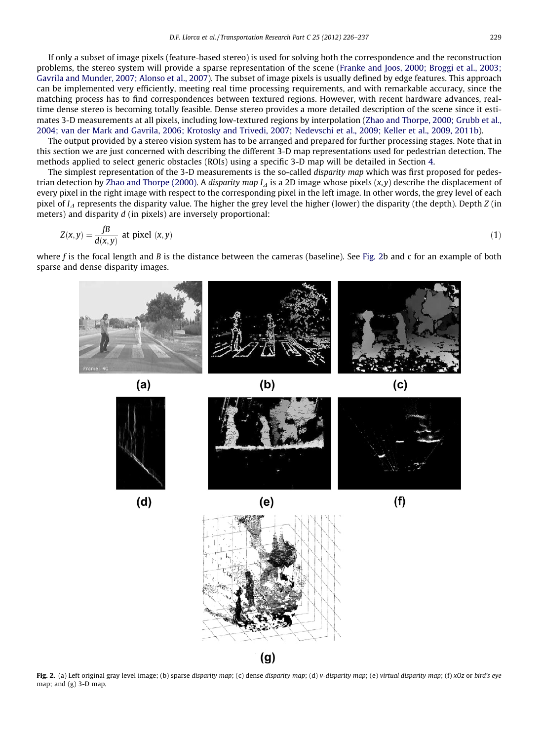If only a subset of image pixels (feature-based stereo) is used for solving both the correspondence and the reconstruction problems, the stereo system will provide a sparse representation of the scene (Franke and Joos, 2000; Broggi et al., 2003; Gavrila and Munder, 2007; Alonso et al., 2007). The subset of image pixels is usually defined by edge features. This approach can be implemented very efficiently, meeting real time processing requirements, and with remarkable accuracy, since the matching process has to find correspondences between textured regions. However, with recent hardware advances, real-time dense stereo is becoming totally feasible. Dense stereo provides a more detailed description of the scene since it estimates 3-D measurements at all pixels, including low-textured regions by interpolation (Zhao and Thorpe, 2000; Grubb et al., 2004; van der Mark and Gavrila, 2006; Krotosky and Trivedi, 2007; Nedevschi et al., 2009; Keller et al., 2009, 2011b).

The output provided by a stereo vision system has to be arranged and prepared for further processing stages. Note that in this section we are just concerned with describing the different 3-D map representations used for pedestrian detection. The methods applied to select generic obstacles (ROIs) using a specific 3-D map will be detailed in Section 4.

The simplest representation of the 3-D measurements is the so-called *disparity map* which was first proposed for pedestrian detection by Zhao and Thorpe (2000). A *disparity map* $I_\Delta$ is a 2D image whose pixels $(x,y)$ describe the displacement of every pixel in the right image with respect to the corresponding pixel in the left image. In other words, the grey level of each pixel of $I_\Delta$ represents the disparity value. The higher the grey level the higher (lower) the disparity (the depth). Depth $Z$ (in meters) and disparity $d$ (in pixels) are inversely proportional:

$$Z(x,y) = \frac{fB}{d(x,y)} \text{ at pixel } (x,y) \tag{1}$$

where $f$ is the focal length and $B$ is the distance between the cameras (baseline). See Fig. 2b and c for an example of both sparse and dense disparity images.

**Fig. 2.** (a) Left original gray level image; (b) sparse *disparity map*; (c) dense *disparity map*; (d) *v-disparity map*; (e) *virtual disparity map*; (f) *xOz* or *bird's eye* map; and (g) 3-D map.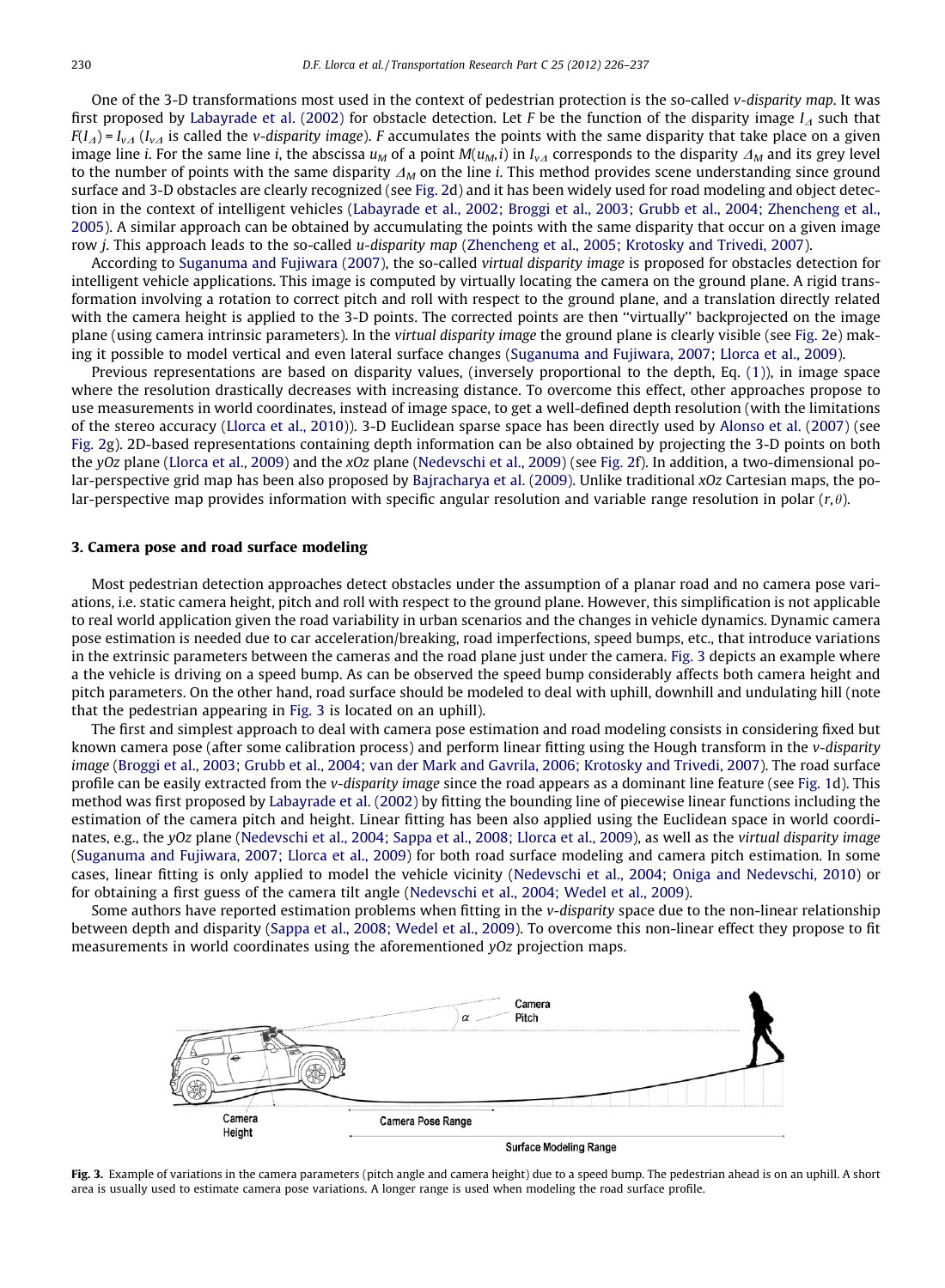One of the 3-D transformations most used in the context of pedestrian protection is the so-called *v-disparity map*. It was first proposed by Labayrade et al. (2002) for obstacle detection. Let $F$ be the function of the disparity image $I_{\Delta}$ such that $F(I_{\Delta}) = I_{v\Delta}$ ($I_{v\Delta}$ is called the *v-disparity image*). $F$ accumulates the points with the same disparity that take place on a given image line $i$. For the same line $i$, the abscissa $u_M$ of a point $M(u_M, i)$ in $I_{v\Delta}$ corresponds to the disparity $\Delta_M$ and its grey level to the number of points with the same disparity $\Delta_M$ on the line $i$. This method provides scene understanding since ground surface and 3-D obstacles are clearly recognized (see Fig. 2d) and it has been widely used for road modeling and object detection in the context of intelligent vehicles (Labayrade et al., 2002; Broggi et al., 2003; Grubb et al., 2004; Zhencheng et al., 2005). A similar approach can be obtained by accumulating the points with the same disparity that occur on a given image row $j$. This approach leads to the so-called *u-disparity map* (Zhencheng et al., 2005; Krotosky and Trivedi, 2007).

According to Suganuma and Fujiwara (2007), the so-called *virtual disparity image* is proposed for obstacles detection for intelligent vehicle applications. This image is computed by virtually locating the camera on the ground plane. A rigid transformation involving a rotation to correct pitch and roll with respect to the ground plane, and a translation directly related with the camera height is applied to the 3-D points. The corrected points are then "virtually" backprojected on the image plane (using camera intrinsic parameters). In the *virtual disparity image* the ground plane is clearly visible (see Fig. 2e) making it possible to model vertical and even lateral surface changes (Suganuma and Fujiwara, 2007; Llorca et al., 2009).

Previous representations are based on disparity values, (inversely proportional to the depth, Eq. (1)), in image space where the resolution drastically decreases with increasing distance. To overcome this effect, other approaches propose to use measurements in world coordinates, instead of image space, to get a well-defined depth resolution (with the limitations of the stereo accuracy (Llorca et al., 2010)). 3-D Euclidean sparse space has been directly used by Alonso et al. (2007) (see Fig. 2g). 2D-based representations containing depth information can be also obtained by projecting the 3-D points on both the *yOz* plane (Llorca et al., 2009) and the *xOz* plane (Nedevschi et al., 2009) (see Fig. 2f). In addition, a two-dimensional polar-perspective grid map has been also proposed by Bajracharya et al. (2009). Unlike traditional *xOz* Cartesian maps, the polar-perspective map provides information with specific angular resolution and variable range resolution in polar $(r, \theta)$.

## 3. Camera pose and road surface modeling

Most pedestrian detection approaches detect obstacles under the assumption of a planar road and no camera pose variations, i.e. static camera height, pitch and roll with respect to the ground plane. However, this simplification is not applicable to real world application given the road variability in urban scenarios and the changes in vehicle dynamics. Dynamic camera pose estimation is needed due to car acceleration/breaking, road imperfections, speed bumps, etc., that introduce variations in the extrinsic parameters between the cameras and the road plane just under the camera. Fig. 3 depicts an example where a the vehicle is driving on a speed bump. As can be observed the speed bump considerably affects both camera height and pitch parameters. On the other hand, road surface should be modeled to deal with uphill, downhill and undulating hill (note that the pedestrian appearing in Fig. 3 is located on an uphill).

The first and simplest approach to deal with camera pose estimation and road modeling consists in considering fixed but known camera pose (after some calibration process) and perform linear fitting using the Hough transform in the *v-disparity image* (Broggi et al., 2003; Grubb et al., 2004; van der Mark and Gavrila, 2006; Krotosky and Trivedi, 2007). The road surface profile can be easily extracted from the *v-disparity image* since the road appears as a dominant line feature (see Fig. 1d). This method was first proposed by Labayrade et al. (2002) by fitting the bounding line of piecewise linear functions including the estimation of the camera pitch and height. Linear fitting has been also applied using the Euclidean space in world coordinates, e.g., the *yOz* plane (Nedevschi et al., 2004; Sappa et al., 2008; Llorca et al., 2009), as well as the *virtual disparity image* (Suganuma and Fujiwara, 2007; Llorca et al., 2009) for both road surface modeling and camera pitch estimation. In some cases, linear fitting is only applied to model the vehicle vicinity (Nedevschi et al., 2004; Oniga and Nedevschi, 2010) or for obtaining a first guess of the camera tilt angle (Nedevschi et al., 2004; Wedel et al., 2009).

Some authors have reported estimation problems when fitting in the *v-disparity* space due to the non-linear relationship between depth and disparity (Sappa et al., 2008; Wedel et al., 2009). To overcome this non-linear effect they propose to fit measurements in world coordinates using the aforementioned *yOz* projection maps.

Fig. 3. Example of variations in the camera parameters (pitch angle and camera height) due to a speed bump. The pedestrian ahead is on an uphill. A short area is usually used to estimate camera pose variations. A longer range is used when modeling the road surface profile.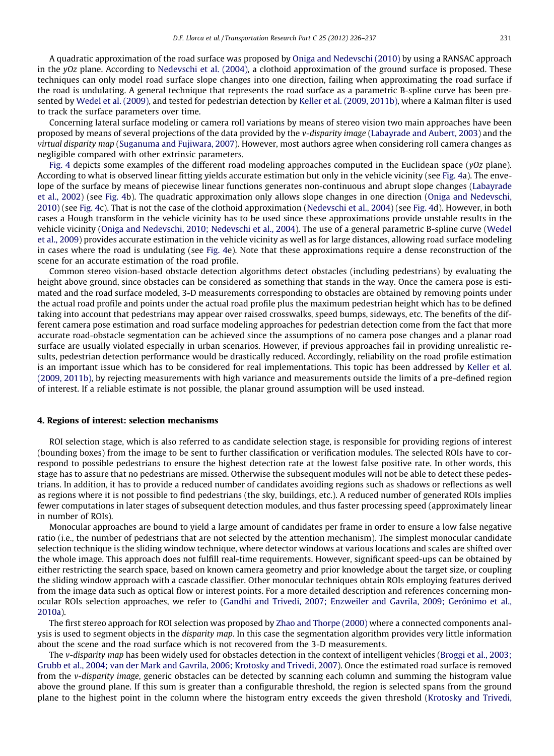A quadratic approximation of the road surface was proposed by Oniga and Nedevschi (2010) by using a RANSAC approach in the *yOz* plane. According to Nedevschi et al. (2004), a clothoid approximation of the ground surface is proposed. These techniques can only model road surface slope changes into one direction, failing when approximating the road surface if the road is undulating. A general technique that represents the road surface as a parametric B-spline curve has been presented by Wedel et al. (2009), and tested for pedestrian detection by Keller et al. (2009, 2011b), where a Kalman filter is used to track the surface parameters over time.

Concerning lateral surface modeling or camera roll variations by means of stereo vision two main approaches have been proposed by means of several projections of the data provided by the *v-disparity image* (Labayrade and Aubert, 2003) and the *virtual disparity map* (Suganuma and Fujiwara, 2007). However, most authors agree when considering roll camera changes as negligible compared with other extrinsic parameters.

Fig. 4 depicts some examples of the different road modeling approaches computed in the Euclidean space (*yOz* plane). According to what is observed linear fitting yields accurate estimation but only in the vehicle vicinity (see Fig. 4a). The envelope of the surface by means of piecewise linear functions generates non-continuous and abrupt slope changes (Labayrade et al., 2002) (see Fig. 4b). The quadratic approximation only allows slope changes in one direction (Oniga and Nedevschi, 2010) (see Fig. 4c). That is not the case of the clothoid approximation (Nedevschi et al., 2004) (see Fig. 4d). However, in both cases a Hough transform in the vehicle vicinity has to be used since these approximations provide unstable results in the vehicle vicinity (Oniga and Nedevschi, 2010; Nedevschi et al., 2004). The use of a general parametric B-spline curve (Wedel et al., 2009) provides accurate estimation in the vehicle vicinity as well as for large distances, allowing road surface modeling in cases where the road is undulating (see Fig. 4e). Note that these approximations require a dense reconstruction of the scene for an accurate estimation of the road profile.

Common stereo vision-based obstacle detection algorithms detect obstacles (including pedestrians) by evaluating the height above ground, since obstacles can be considered as something that stands in the way. Once the camera pose is estimated and the road surface modeled, 3-D measurements corresponding to obstacles are obtained by removing points under the actual road profile and points under the actual road profile plus the maximum pedestrian height which has to be defined taking into account that pedestrians may appear over raised crosswalks, speed bumps, sideways, etc. The benefits of the different camera pose estimation and road surface modeling approaches for pedestrian detection come from the fact that more accurate road-obstacle segmentation can be achieved since the assumptions of no camera pose changes and a planar road surface are usually violated especially in urban scenarios. However, if previous approaches fail in providing unrealistic results, pedestrian detection performance would be drastically reduced. Accordingly, reliability on the road profile estimation is an important issue which has to be considered for real implementations. This topic has been addressed by Keller et al. (2009, 2011b), by rejecting measurements with high variance and measurements outside the limits of a pre-defined region of interest. If a reliable estimate is not possible, the planar ground assumption will be used instead.

## 4. Regions of interest: selection mechanisms

ROI selection stage, which is also referred to as candidate selection stage, is responsible for providing regions of interest (bounding boxes) from the image to be sent to further classification or verification modules. The selected ROIs have to correspond to possible pedestrians to ensure the highest detection rate at the lowest false positive rate. In other words, this stage has to assure that no pedestrians are missed. Otherwise the subsequent modules will not be able to detect these pedestrians. In addition, it has to provide a reduced number of candidates avoiding regions such as shadows or reflections as well as regions where it is not possible to find pedestrians (the sky, buildings, etc.). A reduced number of generated ROIs implies fewer computations in later stages of subsequent detection modules, and thus faster processing speed (approximately linear in number of ROIs).

Monocular approaches are bound to yield a large amount of candidates per frame in order to ensure a low false negative ratio (i.e., the number of pedestrians that are not selected by the attention mechanism). The simplest monocular candidate selection technique is the sliding window technique, where detector windows at various locations and scales are shifted over the whole image. This approach does not fulfill real-time requirements. However, significant speed-ups can be obtained by either restricting the search space, based on known camera geometry and prior knowledge about the target size, or coupling the sliding window approach with a cascade classifier. Other monocular techniques obtain ROIs employing features derived from the image data such as optical flow or interest points. For a more detailed description and references concerning monocular ROIs selection approaches, we refer to (Gandhi and Trivedi, 2007; Enzweiler and Gavrila, 2009; Gerónimo et al., 2010a).

The first stereo approach for ROI selection was proposed by Zhao and Thorpe (2000) where a connected components analysis is used to segment objects in the *disparity map*. In this case the segmentation algorithm provides very little information about the scene and the road surface which is not recovered from the 3-D measurements.

The *v-disparity map* has been widely used for obstacles detection in the context of intelligent vehicles (Broggi et al., 2003; Grubb et al., 2004; van der Mark and Gavrila, 2006; Krotosky and Trivedi, 2007). Once the estimated road surface is removed from the *v-disparity image*, generic obstacles can be detected by scanning each column and summing the histogram value above the ground plane. If this sum is greater than a configurable threshold, the region is selected spans from the ground plane to the highest point in the column where the histogram entry exceeds the given threshold (Krotosky and Trivedi,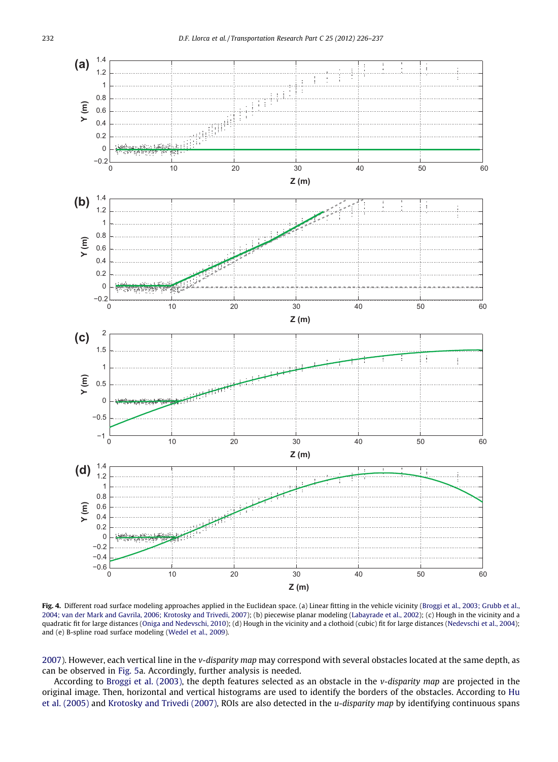Fig. 4. Different road surface modeling approaches applied in the Euclidean space. (a) Linear fitting in the vehicle vicinity (Broggi et al., 2003; Grubb et al., 2004; van der Mark and Gavrila, 2006; Krotosky and Trivedi, 2007); (b) piecewise planar modeling (Labayrade et al., 2002); (c) Hough in the vicinity and a quadratic fit for large distances (Oniga and Nedevschi, 2010); (d) Hough in the vicinity and a clothoid (cubic) fit for large distances (Nedevschi et al., 2004); and (e) B-spline road surface modeling (Wedel et al., 2009).

2007). However, each vertical line in the *v-disparity map* may correspond with several obstacles located at the same depth, as can be observed in Fig. 5a. Accordingly, further analysis is needed.

According to Broggi et al. (2003), the depth features selected as an obstacle in the *v-disparity map* are projected in the original image. Then, horizontal and vertical histograms are used to identify the borders of the obstacles. According to Hu et al. (2005) and Krotosky and Trivedi (2007), ROIs are also detected in the *u-disparity map* by identifying continuous spans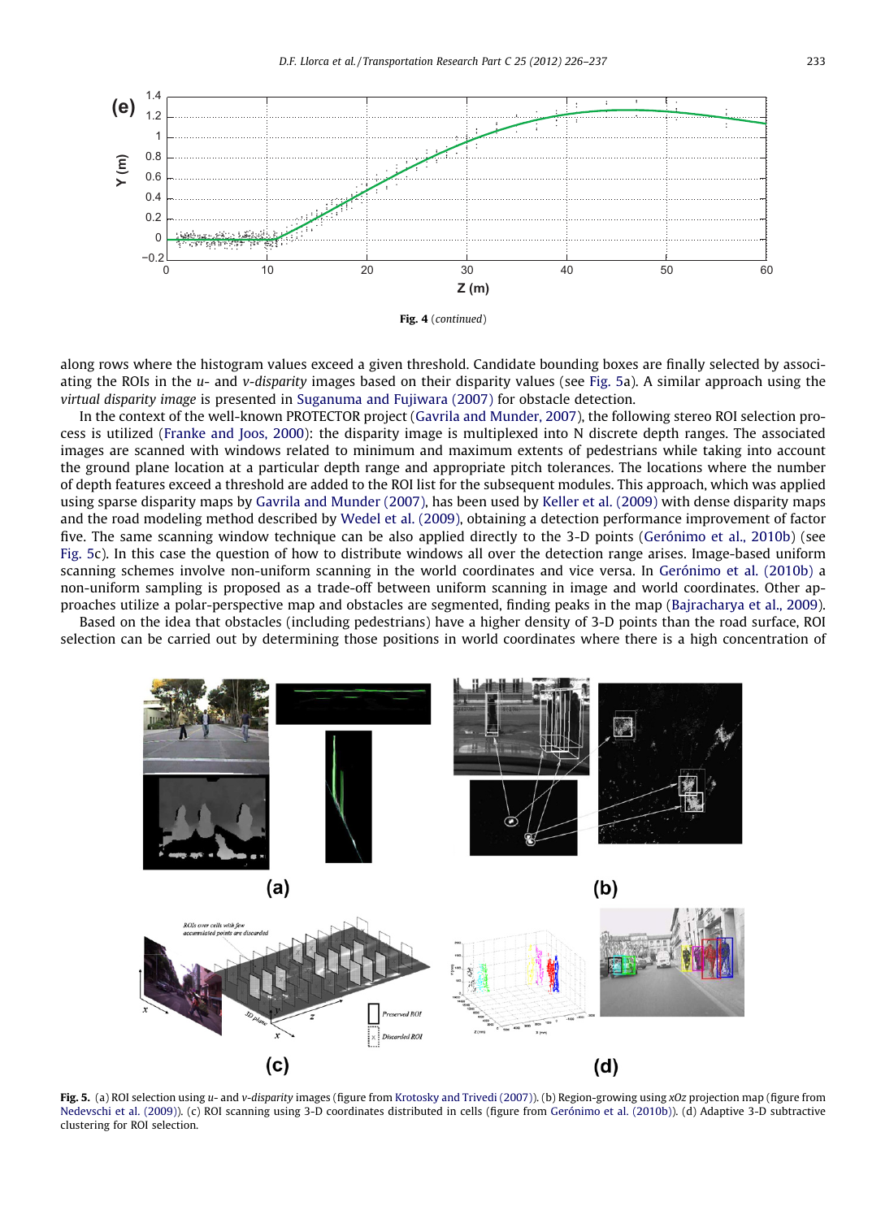Fig. 4 (*continued*)

along rows where the histogram values exceed a given threshold. Candidate bounding boxes are finally selected by associating the ROIs in the *u*- and *v-disparity* images based on their disparity values (see Fig. 5a). A similar approach using the *virtual disparity image* is presented in Suganuma and Fujiwara (2007) for obstacle detection.

In the context of the well-known PROTECTOR project (Gavrila and Munder, 2007), the following stereo ROI selection process is utilized (Franke and Joos, 2000): the disparity image is multiplexed into N discrete depth ranges. The associated images are scanned with windows related to minimum and maximum extents of pedestrians while taking into account the ground plane location at a particular depth range and appropriate pitch tolerances. The locations where the number of depth features exceed a threshold are added to the ROI list for the subsequent modules. This approach, which was applied using sparse disparity maps by Gavrila and Munder (2007), has been used by Keller et al. (2009) with dense disparity maps and the road modeling method described by Wedel et al. (2009), obtaining a detection performance improvement of factor five. The same scanning window technique can be also applied directly to the 3-D points (Gerónimo et al., 2010b) (see Fig. 5c). In this case the question of how to distribute windows all over the detection range arises. Image-based uniform scanning schemes involve non-uniform scanning in the world coordinates and vice versa. In Gerónimo et al. (2010b) a non-uniform sampling is proposed as a trade-off between uniform scanning in image and world coordinates. Other approaches utilize a polar-perspective map and obstacles are segmented, finding peaks in the map (Bajracharya et al., 2009).

Based on the idea that obstacles (including pedestrians) have a higher density of 3-D points than the road surface, ROI selection can be carried out by determining those positions in world coordinates where there is a high concentration of

**Fig. 5.** (a) ROI selection using *u*- and *v-disparity* images (figure from Krotosky and Trivedi (2007)). (b) Region-growing using *xOz* projection map (figure from Nedevschi et al. (2009)). (c) ROI scanning using 3-D coordinates distributed in cells (figure from Gerónimo et al. (2010b)). (d) Adaptive 3-D subtractive clustering for ROI selection.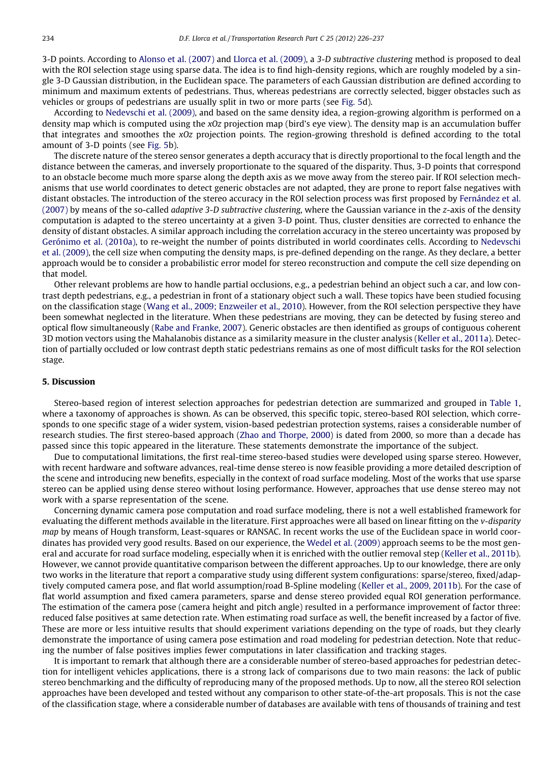3-D points. According to Alonso et al. (2007) and Llorca et al. (2009), a *3-D subtractive clustering* method is proposed to deal with the ROI selection stage using sparse data. The idea is to find high-density regions, which are roughly modeled by a single 3-D Gaussian distribution, in the Euclidean space. The parameters of each Gaussian distribution are defined according to minimum and maximum extents of pedestrians. Thus, whereas pedestrians are correctly selected, bigger obstacles such as vehicles or groups of pedestrians are usually split in two or more parts (see Fig. 5d).

According to Nedevschi et al. (2009), and based on the same density idea, a region-growing algorithm is performed on a density map which is computed using the *xOz* projection map (bird's eye view). The density map is an accumulation buffer that integrates and smoothes the *xOz* projection points. The region-growing threshold is defined according to the total amount of 3-D points (see Fig. 5b).

The discrete nature of the stereo sensor generates a depth accuracy that is directly proportional to the focal length and the distance between the cameras, and inversely proportionate to the squared of the disparity. Thus, 3-D points that correspond to an obstacle become much more sparse along the depth axis as we move away from the stereo pair. If ROI selection mechanisms that use world coordinates to detect generic obstacles are not adapted, they are prone to report false negatives with distant obstacles. The introduction of the stereo accuracy in the ROI selection process was first proposed by Fernández et al. (2007) by means of the so-called *adaptive 3-D subtractive clustering*, where the Gaussian variance in the *z*-axis of the density computation is adapted to the stereo uncertainty at a given 3-D point. Thus, cluster densities are corrected to enhance the density of distant obstacles. A similar approach including the correlation accuracy in the stereo uncertainty was proposed by Gerónimo et al. (2010a), to re-weight the number of points distributed in world coordinates cells. According to Nedevschi et al. (2009), the cell size when computing the density maps, is pre-defined depending on the range. As they declare, a better approach would be to consider a probabilistic error model for stereo reconstruction and compute the cell size depending on that model.

Other relevant problems are how to handle partial occlusions, e.g., a pedestrian behind an object such a car, and low contrast depth pedestrians, e.g., a pedestrian in front of a stationary object such a wall. These topics have been studied focusing on the classification stage (Wang et al., 2009; Enzweiler et al., 2010). However, from the ROI selection perspective they have been somewhat neglected in the literature. When these pedestrians are moving, they can be detected by fusing stereo and optical flow simultaneously (Rabe and Franke, 2007). Generic obstacles are then identified as groups of contiguous coherent 3D motion vectors using the Mahalanobis distance as a similarity measure in the cluster analysis (Keller et al., 2011a). Detection of partially occluded or low contrast depth static pedestrians remains as one of most difficult tasks for the ROI selection stage.

## 5. Discussion

Stereo-based region of interest selection approaches for pedestrian detection are summarized and grouped in Table 1, where a taxonomy of approaches is shown. As can be observed, this specific topic, stereo-based ROI selection, which corresponds to one specific stage of a wider system, vision-based pedestrian protection systems, raises a considerable number of research studies. The first stereo-based approach (Zhao and Thorpe, 2000) is dated from 2000, so more than a decade has passed since this topic appeared in the literature. These statements demonstrate the importance of the subject.

Due to computational limitations, the first real-time stereo-based studies were developed using sparse stereo. However, with recent hardware and software advances, real-time dense stereo is now feasible providing a more detailed description of the scene and introducing new benefits, especially in the context of road surface modeling. Most of the works that use sparse stereo can be applied using dense stereo without losing performance. However, approaches that use dense stereo may not work with a sparse representation of the scene.

Concerning dynamic camera pose computation and road surface modeling, there is not a well established framework for evaluating the different methods available in the literature. First approaches were all based on linear fitting on the *v-disparity map* by means of Hough transform, Least-squares or RANSAC. In recent works the use of the Euclidean space in world coordinates has provided very good results. Based on our experience, the Wedel et al. (2009) approach seems to be the most general and accurate for road surface modeling, especially when it is enriched with the outlier removal step (Keller et al., 2011b). However, we cannot provide quantitative comparison between the different approaches. Up to our knowledge, there are only two works in the literature that report a comparative study using different system configurations: sparse/stereo, fixed/adaptively computed camera pose, and flat world assumption/road B-Spline modeling (Keller et al., 2009, 2011b). For the case of flat world assumption and fixed camera parameters, sparse and dense stereo provided equal ROI generation performance. The estimation of the camera pose (camera height and pitch angle) resulted in a performance improvement of factor three: reduced false positives at same detection rate. When estimating road surface as well, the benefit increased by a factor of five. These are more or less intuitive results that should experiment variations depending on the type of roads, but they clearly demonstrate the importance of using camera pose estimation and road modeling for pedestrian detection. Note that reducing the number of false positives implies fewer computations in later classification and tracking stages.

It is important to remark that although there are a considerable number of stereo-based approaches for pedestrian detection for intelligent vehicles applications, there is a strong lack of comparisons due to two main reasons: the lack of public stereo benchmarking and the difficulty of reproducing many of the proposed methods. Up to now, all the stereo ROI selection approaches have been developed and tested without any comparison to other state-of-the-art proposals. This is not the case of the classification stage, where a considerable number of databases are available with tens of thousands of training and test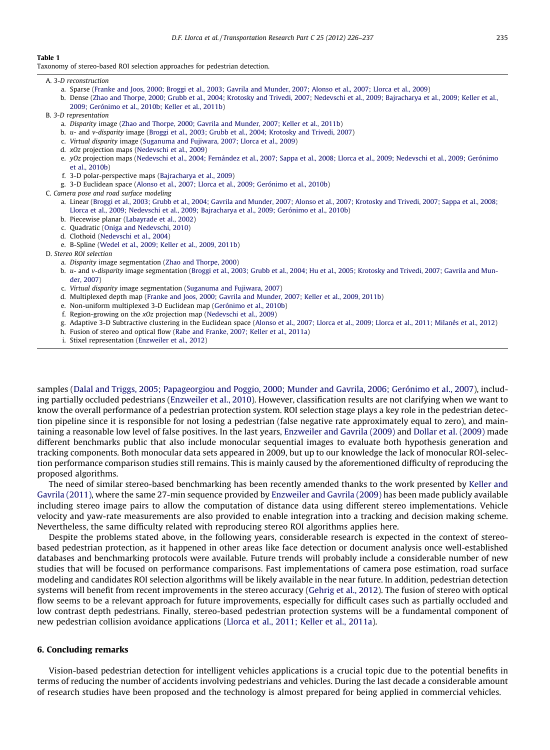**Table 1**
Taxonomy of stereo-based ROI selection approaches for pedestrian detection.

A. *3-D reconstruction*
  a. Sparse (Franke and Joos, 2000; Broggi et al., 2003; Gavrila and Munder, 2007; Alonso et al., 2007; Llorca et al., 2009)
  b. Dense (Zhao and Thorpe, 2000; Grubb et al., 2004; Krotosky and Trivedi, 2007; Nedevschi et al., 2009; Bajracharya et al., 2009; Keller et al., 2009; Gerónimo et al., 2010b; Keller et al., 2011b)

B. *3-D representation*
  a. *Disparity* image (Zhao and Thorpe, 2000; Gavrila and Munder, 2007; Keller et al., 2011b)
  b. *u*- and *v-disparity* image (Broggi et al., 2003; Grubb et al., 2004; Krotosky and Trivedi, 2007)
  c. *Virtual disparity* image (Suganuma and Fujiwara, 2007; Llorca et al., 2009)
  d. *xOz* projection maps (Nedevschi et al., 2009)
  e. *yOz* projection maps (Nedevschi et al., 2004; Fernández et al., 2007; Sappa et al., 2008; Llorca et al., 2009; Nedevschi et al., 2009; Gerónimo et al., 2010b)
  f. 3-D polar-perspective maps (Bajracharya et al., 2009)
  g. 3-D Euclidean space (Alonso et al., 2007; Llorca et al., 2009; Gerónimo et al., 2010b)

C. *Camera pose and road surface modeling*
  a. Linear (Broggi et al., 2003; Grubb et al., 2004; Gavrila and Munder, 2007; Alonso et al., 2007; Krotosky and Trivedi, 2007; Sappa et al., 2008; Llorca et al., 2009; Nedevschi et al., 2009; Bajracharya et al., 2009; Gerónimo et al., 2010b)
  b. Piecewise planar (Labayrade et al., 2002)
  c. Quadratic (Oniga and Nedevschi, 2010)
  d. Clothoid (Nedevschi et al., 2004)
  e. B-Spline (Wedel et al., 2009; Keller et al., 2009, 2011b)

D. *Stereo ROI selection*
  a. *Disparity* image segmentation (Zhao and Thorpe, 2000)
  b. *u*- and *v-disparity* image segmentation (Broggi et al., 2003; Grubb et al., 2004; Hu et al., 2005; Krotosky and Trivedi, 2007; Gavrila and Munder, 2007)
  c. *Virtual disparity* image segmentation (Suganuma and Fujiwara, 2007)
  d. Multiplexed depth map (Franke and Joos, 2000; Gavrila and Munder, 2007; Keller et al., 2009, 2011b)
  e. Non-uniform multiplexed 3-D Euclidean map (Gerónimo et al., 2010b)
  f. Region-growing on the *xOz* projection map (Nedevschi et al., 2009)
  g. Adaptive 3-D Subtractive clustering in the Euclidean space (Alonso et al., 2007; Llorca et al., 2009; Llorca et al., 2011; Milanés et al., 2012)
  h. Fusion of stereo and optical flow (Rabe and Franke, 2007; Keller et al., 2011a)
  i. Stixel representation (Enzweiler et al., 2012)

samples (Dalal and Triggs, 2005; Papageorgiou and Poggio, 2000; Munder and Gavrila, 2006; Gerónimo et al., 2007), including partially occluded pedestrians (Enzweiler et al., 2010). However, classification results are not clarifying when we want to know the overall performance of a pedestrian protection system. ROI selection stage plays a key role in the pedestrian detection pipeline since it is responsible for not losing a pedestrian (false negative rate approximately equal to zero), and maintaining a reasonable low level of false positives. In the last years, Enzweiler and Gavrila (2009) and Dollar et al. (2009) made different benchmarks public that also include monocular sequential images to evaluate both hypothesis generation and tracking components. Both monocular data sets appeared in 2009, but up to our knowledge the lack of monocular ROI-selection performance comparison studies still remains. This is mainly caused by the aforementioned difficulty of reproducing the proposed algorithms.

The need of similar stereo-based benchmarking has been recently amended thanks to the work presented by Keller and Gavrila (2011), where the same 27-min sequence provided by Enzweiler and Gavrila (2009) has been made publicly available including stereo image pairs to allow the computation of distance data using different stereo implementations. Vehicle velocity and yaw-rate measurements are also provided to enable integration into a tracking and decision making scheme. Nevertheless, the same difficulty related with reproducing stereo ROI algorithms applies here.

Despite the problems stated above, in the following years, considerable research is expected in the context of stereo-based pedestrian protection, as it happened in other areas like face detection or document analysis once well-established databases and benchmarking protocols were available. Future trends will probably include a considerable number of new studies that will be focused on performance comparisons. Fast implementations of camera pose estimation, road surface modeling and candidates ROI selection algorithms will be likely available in the near future. In addition, pedestrian detection systems will benefit from recent improvements in the stereo accuracy (Gehrig et al., 2012). The fusion of stereo with optical flow seems to be a relevant approach for future improvements, especially for difficult cases such as partially occluded and low contrast depth pedestrians. Finally, stereo-based pedestrian protection systems will be a fundamental component of new pedestrian collision avoidance applications (Llorca et al., 2011; Keller et al., 2011a).

## 6. Concluding remarks

Vision-based pedestrian detection for intelligent vehicles applications is a crucial topic due to the potential benefits in terms of reducing the number of accidents involving pedestrians and vehicles. During the last decade a considerable amount of research studies have been proposed and the technology is almost prepared for being applied in commercial vehicles.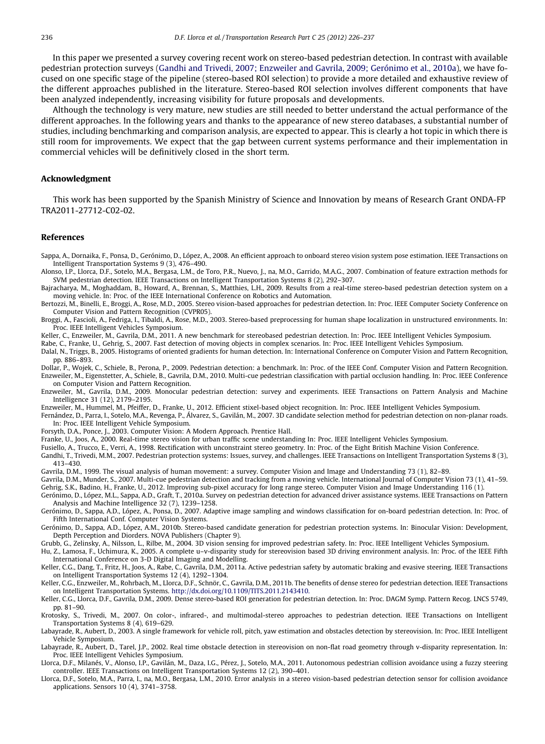In this paper we presented a survey covering recent work on stereo-based pedestrian detection. In contrast with available pedestrian protection surveys (Gandhi and Trivedi, 2007; Enzweiler and Gavrila, 2009; Gerónimo et al., 2010a), we have focused on one specific stage of the pipeline (stereo-based ROI selection) to provide a more detailed and exhaustive review of the different approaches published in the literature. Stereo-based ROI selection involves different components that have been analyzed independently, increasing visibility for future proposals and developments.

Although the technology is very mature, new studies are still needed to better understand the actual performance of the different approaches. In the following years and thanks to the appearance of new stereo databases, a substantial number of studies, including benchmarking and comparison analysis, are expected to appear. This is clearly a hot topic in which there is still room for improvements. We expect that the gap between current systems performance and their implementation in commercial vehicles will be definitively closed in the short term.

## Acknowledgment

This work has been supported by the Spanish Ministry of Science and Innovation by means of Research Grant ONDA-FP TRA2011-27712-C02-02.

## References

Sappa, A., Dornaika, F., Ponsa, D., Gerónimo, D., López, A., 2008. An efficient approach to onboard stereo vision system pose estimation. IEEE Transactions on Intelligent Transportation Systems 9 (3), 476–490.

Alonso, I.P., Llorca, D.F., Sotelo, M.A., Bergasa, L.M., de Toro, P.R., Nuevo, J., na, M.O., Garrido, M.A.G., 2007. Combination of feature extraction methods for SVM pedestrian detection. IEEE Transactions on Intelligent Transportation Systems 8 (2), 292–307.

Bajracharya, M., Moghaddam, B., Howard, A., Brennan, S., Matthies, L.H., 2009. Results from a real-time stereo-based pedestrian detection system on a moving vehicle. In: Proc. of the IEEE International Conference on Robotics and Automation.

Bertozzi, M., Binelli, E., Broggi, A., Rose, M.D., 2005. Stereo vision-based approaches for pedestrian detection. In: Proc. IEEE Computer Society Conference on Computer Vision and Pattern Recognition (CVPR05).

Broggi, A., Fascioli, A., Fedriga, I., Tibaldi, A., Rose, M.D., 2003. Stereo-based preprocessing for human shape localization in unstructured environments. In: Proc. IEEE Intelligent Vehicles Symposium.

Keller, C., Enzweiler, M., Gavrila, D.M., 2011. A new benchmark for stereobased pedestrian detection. In: Proc. IEEE Intelligent Vehicles Symposium.

Rabe, C., Franke, U., Gehrig, S., 2007. Fast detection of moving objects in complex scenarios. In: Proc. IEEE Intelligent Vehicles Symposium.

Dalal, N., Triggs, B., 2005. Histograms of oriented gradients for human detection. In: International Conference on Computer Vision and Pattern Recognition, pp. 886–893.

Dollar, P., Wojek, C., Schiele, B., Perona, P., 2009. Pedestrian detection: a benchmark. In: Proc. of the IEEE Conf. Computer Vision and Pattern Recognition.

Enzweiler, M., Eigenstetter, A., Schiele, B., Gavrila, D.M., 2010. Multi-cue pedestrian classification with partial occlusion handling. In: Proc. IEEE Conference on Computer Vision and Pattern Recognition.

Enzweiler, M., Gavrila, D.M., 2009. Monocular pedestrian detection: survey and experiments. IEEE Transactions on Pattern Analysis and Machine Intelligence 31 (12), 2179–2195.

Enzweiler, M., Hummel, M., Pfeiffer, D., Franke, U., 2012. Efficient stixel-based object recognition. In: Proc. IEEE Intelligent Vehicles Symposium.

Fernández, D., Parra, I., Sotelo, M.A., Revenga, P., Álvarez, S., Gavilán, M., 2007. 3D candidate selection method for pedestrian detection on non-planar roads. In: Proc. IEEE Intelligent Vehicle Symposium.

Forsyth, D.A., Ponce, J., 2003. Computer Vision: A Modern Approach. Prentice Hall.

Franke, U., Joos, A., 2000. Real-time stereo vision for urban traffic scene understanding In: Proc. IEEE Intelligent Vehicles Symposium.

Fusiello, A., Trucco, E., Verri, A., 1998. Rectification with unconstraint stereo geometry. In: Proc. of the Eight British Machine Vision Conference.

Gandhi, T., Trivedi, M.M., 2007. Pedestrian protection systems: Issues, survey, and challenges. IEEE Transactions on Intelligent Transportation Systems 8 (3), 413–430.

Gavrila, D.M., 1999. The visual analysis of human movement: a survey. Computer Vision and Image Understanding 73 (1), 82–89.

Gavrila, D.M., Munder, S., 2007. Multi-cue pedestrian detection and tracking from a moving vehicle. International Journal of Computer Vision 73 (1), 41–59.

Gehrig, S.K., Badino, H., Franke, U., 2012. Improving sub-pixel accuracy for long range stereo. Computer Vision and Image Understanding 116 (1).

Gerónimo, D., López, M.L., Sappa, A.D., Graft, T., 2010a. Survey on pedestrian detection for advanced driver assistance systems. IEEE Transactions on Pattern Analysis and Machine Intelligence 32 (7), 1239–1258.

Gerónimo, D., Sappa, A.D., López, A., Ponsa, D., 2007. Adaptive image sampling and windows classification for on-board pedestrian detection. In: Proc. of Fifth International Conf. Computer Vision Systems.

Gerónimo, D., Sappa, A.D., López, A.M., 2010b. Stereo-based candidate generation for pedestrian protection systems. In: Binocular Vision: Development, Depth Perception and Diorders. NOVA Publishers (Chapter 9).

Grubb, G., Zelinsky, A., Nilsson, L., Rilbe, M., 2004. 3D vision sensing for improved pedestrian safety. In: Proc. IEEE Intelligent Vehicles Symposium.

Hu, Z., Lamosa, F., Uchimura, K., 2005. A complete u–v-disparity study for stereovision based 3D driving environment analysis. In: Proc. of the IEEE Fifth International Conference on 3-D Digital Imaging and Modelling.

Keller, C.G., Dang, T., Fritz, H., Joos, A., Rabe, C., Gavrila, D.M., 2011a. Active pedestrian safety by automatic braking and evasive steering. IEEE Transactions on Intelligent Transportation Systems 12 (4), 1292–1304.

Keller, C.G., Enzweiler, M., Rohrbach, M., Llorca, D.F., Schnör, C., Gavrila, D.M., 2011b. The benefits of dense stereo for pedestrian detection. IEEE Transactions on Intelligent Transportation Systems. http://dx.doi.org/10.1109/TITS.2011.2143410.

Keller, C.G., Llorca, D.F., Gavrila, D.M., 2009. Dense stereo-based ROI generation for pedestrian detection. In: Proc. DAGM Symp. Pattern Recog. LNCS 5749, pp. 81–90.

Krotosky, S., Trivedi, M., 2007. On color-, infrared-, and multimodal-stereo approaches to pedestrian detection. IEEE Transactions on Intelligent Transportation Systems 8 (4), 619–629.

Labayrade, R., Aubert, D., 2003. A single framework for vehicle roll, pitch, yaw estimation and obstacles detection by stereovision. In: Proc. IEEE Intelligent Vehicle Symposium.

Labayrade, R., Aubert, D., Tarel, J.P., 2002. Real time obstacle detection in stereovision on non-flat road geometry through v-disparity representation. In: Proc. IEEE Intelligent Vehicles Symposium.

Llorca, D.F., Milanés, V., Alonso, I.P., Gavilán, M., Daza, I.G., Pérez, J., Sotelo, M.A., 2011. Autonomous pedestrian collision avoidance using a fuzzy steering controller. IEEE Transactions on Intelligent Transportation Systems 12 (2), 390–401.

Llorca, D.F., Sotelo, M.A., Parra, I., na, M.O., Bergasa, L.M., 2010. Error analysis in a stereo vision-based pedestrian detection sensor for collision avoidance applications. Sensors 10 (4), 3741–3758.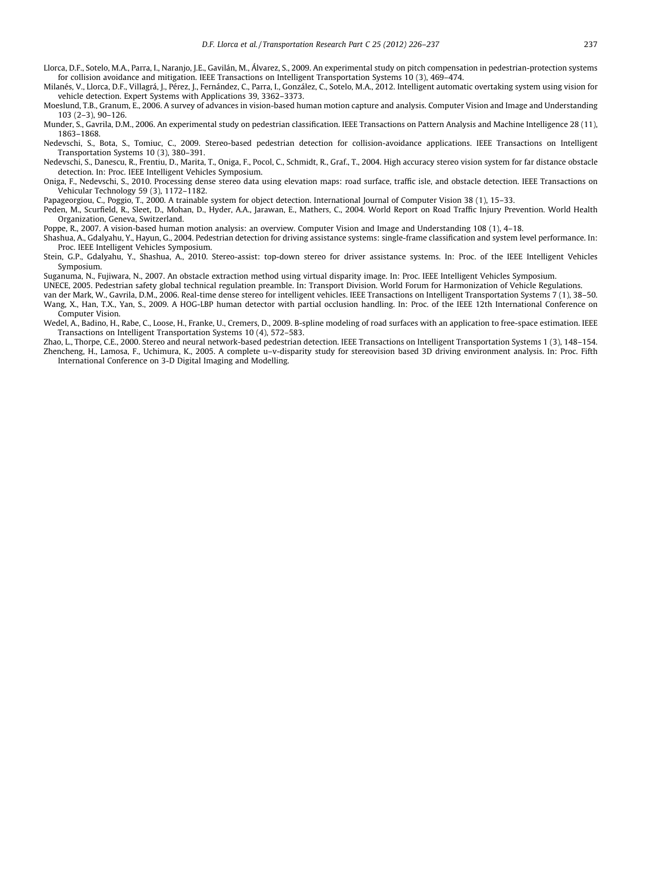Llorca, D.F., Sotelo, M.A., Parra, I., Naranjo, J.E., Gavilán, M., Álvarez, S., 2009. An experimental study on pitch compensation in pedestrian-protection systems for collision avoidance and mitigation. IEEE Transactions on Intelligent Transportation Systems 10 (3), 469–474.

Milanés, V., Llorca, D.F., Villagrá, J., Pérez, J., Fernández, C., Parra, I., González, C., Sotelo, M.A., 2012. Intelligent automatic overtaking system using vision for vehicle detection. Expert Systems with Applications 39, 3362–3373.

Moeslund, T.B., Granum, E., 2006. A survey of advances in vision-based human motion capture and analysis. Computer Vision and Image Understanding 103 (2–3), 90–126.

Munder, S., Gavrila, D.M., 2006. An experimental study on pedestrian classification. IEEE Transactions on Pattern Analysis and Machine Intelligence 28 (11), 1863–1868.

Nedevschi, S., Bota, S., Tomiuc, C., 2009. Stereo-based pedestrian detection for collision-avoidance applications. IEEE Transactions on Intelligent Transportation Systems 10 (3), 380–391.

Nedevschi, S., Danescu, R., Frentiu, D., Marita, T., Oniga, F., Pocol, C., Schmidt, R., Graf., T., 2004. High accuracy stereo vision system for far distance obstacle detection. In: Proc. IEEE Intelligent Vehicles Symposium.

Oniga, F., Nedevschi, S., 2010. Processing dense stereo data using elevation maps: road surface, traffic isle, and obstacle detection. IEEE Transactions on Vehicular Technology 59 (3), 1172–1182.

Papageorgiou, C., Poggio, T., 2000. A trainable system for object detection. International Journal of Computer Vision 38 (1), 15–33.

Peden, M., Scurfield, R., Sleet, D., Mohan, D., Hyder, A.A., Jarawan, E., Mathers, C., 2004. World Report on Road Traffic Injury Prevention. World Health Organization, Geneva, Switzerland.

Poppe, R., 2007. A vision-based human motion analysis: an overview. Computer Vision and Image Understanding 108 (1), 4–18.

Shashua, A., Gdalyahu, Y., Hayun, G., 2004. Pedestrian detection for driving assistance systems: single-frame classification and system level performance. In: Proc. IEEE Intelligent Vehicles Symposium.

Stein, G.P., Gdalyahu, Y., Shashua, A., 2010. Stereo-assist: top-down stereo for driver assistance systems. In: Proc. of the IEEE Intelligent Vehicles Symposium.

Suganuma, N., Fujiwara, N., 2007. An obstacle extraction method using virtual disparity image. In: Proc. IEEE Intelligent Vehicles Symposium.

UNECE, 2005. Pedestrian safety global technical regulation preamble. In: Transport Division. World Forum for Harmonization of Vehicle Regulations.

van der Mark, W., Gavrila, D.M., 2006. Real-time dense stereo for intelligent vehicles. IEEE Transactions on Intelligent Transportation Systems 7 (1), 38–50.

Wang, X., Han, T.X., Yan, S., 2009. A HOG-LBP human detector with partial occlusion handling. In: Proc. of the IEEE 12th International Conference on Computer Vision.

Wedel, A., Badino, H., Rabe, C., Loose, H., Franke, U., Cremers, D., 2009. B-spline modeling of road surfaces with an application to free-space estimation. IEEE Transactions on Intelligent Transportation Systems 10 (4), 572–583.

Zhao, L., Thorpe, C.E., 2000. Stereo and neural network-based pedestrian detection. IEEE Transactions on Intelligent Transportation Systems 1 (3), 148–154.

Zhencheng, H., Lamosa, F., Uchimura, K., 2005. A complete u–v-disparity study for stereovision based 3D driving environment analysis. In: Proc. Fifth International Conference on 3-D Digital Imaging and Modelling.